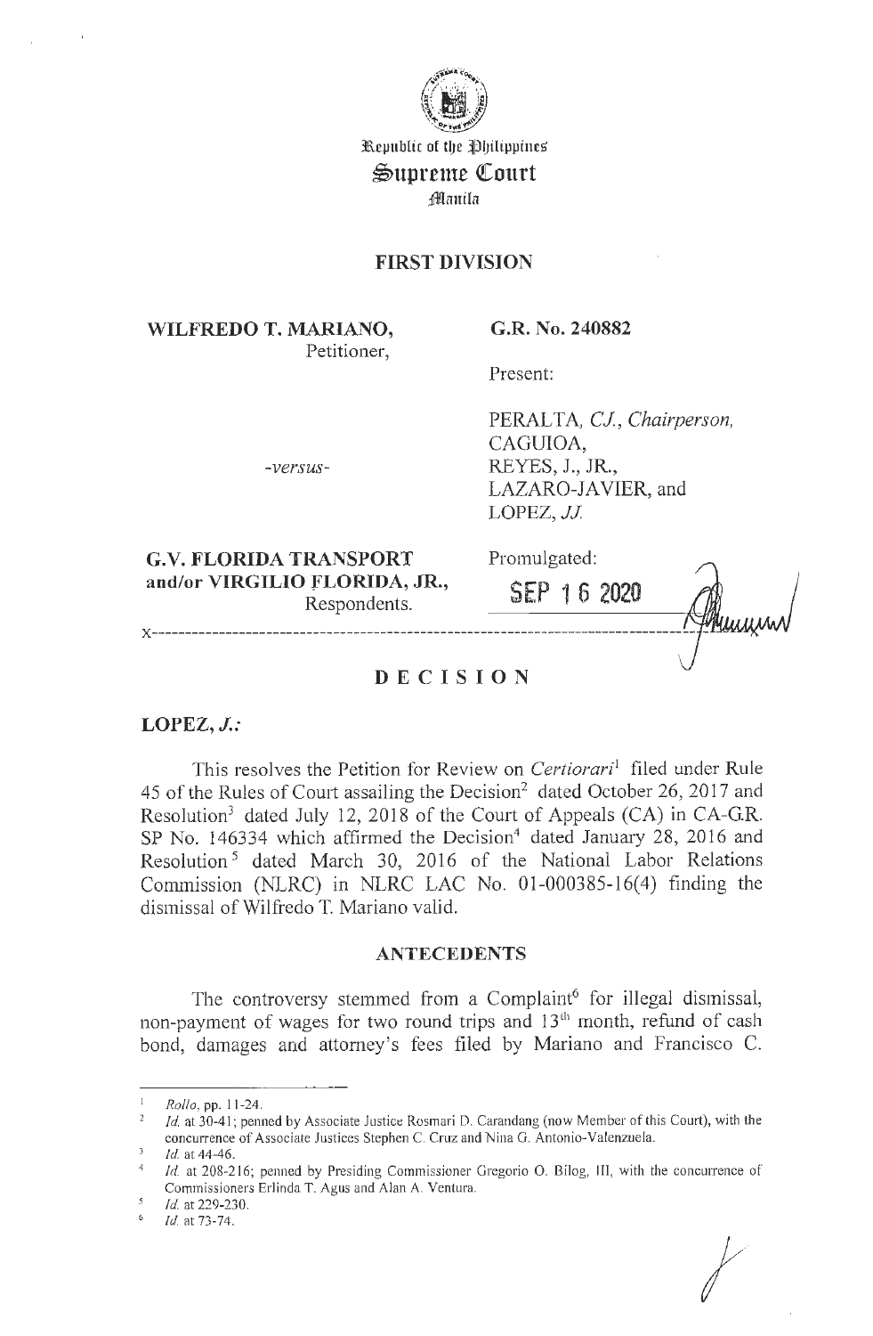Republic of the Philippines
**Supreme Court**
Manila

## FIRST DIVISION

**WILFREDO T. MARIANO,**
Petitioner,

-versus-

**G.V. FLORIDA TRANSPORT and/or VIRGILIO FLORIDA, JR.,**
Respondents.

**G.R. No. 240882**

Present:

PERALTA, *CJ., Chairperson,*
CAGUIOA,
REYES, J., JR.,
LAZARO-JAVIER, and
LOPEZ, *JJ.*

Promulgated:

**SEP 16 2020**

x-----------------------------------------------------------------------------------x

# DECISION

**LOPEZ, *J.*:**

This resolves the Petition for Review on *Certiorari*[1] filed under Rule 45 of the Rules of Court assailing the Decision[2] dated October 26, 2017 and Resolution[3] dated July 12, 2018 of the Court of Appeals (CA) in CA-G.R. SP No. 146334 which affirmed the Decision[4] dated January 28, 2016 and Resolution[5] dated March 30, 2016 of the National Labor Relations Commission (NLRC) in NLRC LAC No. 01-000385-16(4) finding the dismissal of Wilfredo T. Mariano valid.

## ANTECEDENTS

The controversy stemmed from a Complaint[6] for illegal dismissal, non-payment of wages for two round trips and 13[th] month, refund of cash bond, damages and attorney's fees filed by Mariano and Francisco C.

---

[1] *Rollo*, pp. 11-24.

[2] *Id.* at 30-41; penned by Associate Justice Rosmari D. Carandang (now Member of this Court), with the concurrence of Associate Justices Stephen C. Cruz and Nina G. Antonio-Valenzuela.

[3] *Id.* at 44-46.

[4] *Id.* at 208-216; penned by Presiding Commissioner Gregorio O. Bilog, III, with the concurrence of Commissioners Erlinda T. Agus and Alan A. Ventura.

[5] *Id.* at 229-230.

[6] *Id.* at 73-74.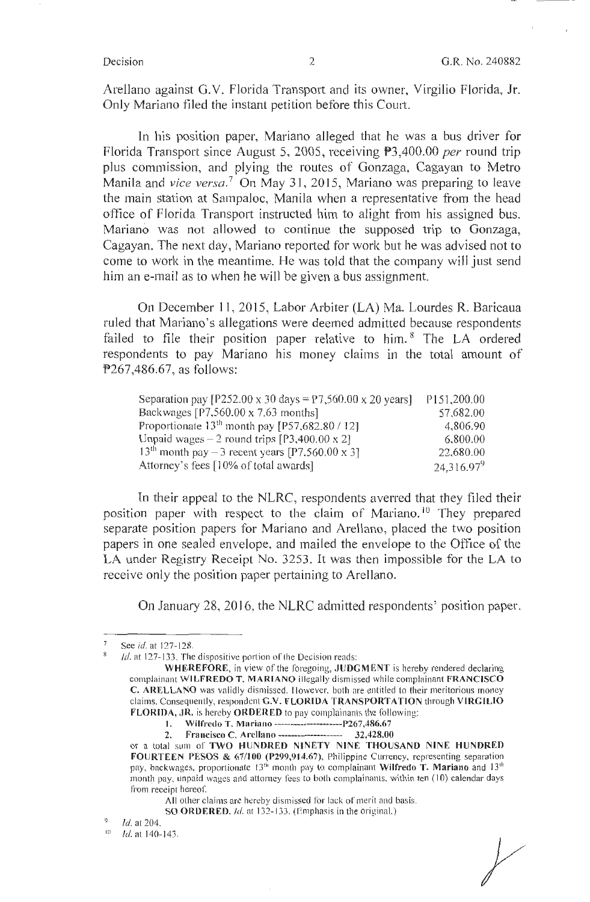Arellano against G.V. Florida Transport and its owner, Virgilio Florida, Jr. Only Mariano filed the instant petition before this Court.

In his position paper, Mariano alleged that he was a bus driver for Florida Transport since August 5, 2005, receiving ₱3,400.00 *per* round trip plus commission, and plying the routes of Gonzaga, Cagayan to Metro Manila and *vice versa*.[7] On May 31, 2015, Mariano was preparing to leave the main station at Sampaloc, Manila when a representative from the head office of Florida Transport instructed him to alight from his assigned bus. Mariano was not allowed to continue the supposed trip to Gonzaga, Cagayan. The next day, Mariano reported for work but he was advised not to come to work in the meantime. He was told that the company will just send him an e-mail as to when he will be given a bus assignment.

On December 11, 2015, Labor Arbiter (LA) Ma. Lourdes R. Baricaua ruled that Mariano's allegations were deemed admitted because respondents failed to file their position paper relative to him.[8] The LA ordered respondents to pay Mariano his money claims in the total amount of ₱267,486.67, as follows:

| | |
|---|---|
| Separation pay [P252.00 x 30 days = P7,560.00 x 20 years] | P151,200.00 |
| Backwages [P7,560.00 x 7.63 months] | 57,682.00 |
| Proportionate 13th month pay [P57,682.80 / 12] | 4,806.90 |
| Unpaid wages – 2 round trips [P3,400.00 x 2] | 6,800.00 |
| 13th month pay – 3 recent years [P7,560.00 x 3] | 22,680.00 |
| Attorney's fees [10% of total awards] | 24,316.97[9] |

In their appeal to the NLRC, respondents averred that they filed their position paper with respect to the claim of Mariano.[10] They prepared separate position papers for Mariano and Arellano, placed the two position papers in one sealed envelope, and mailed the envelope to the Office of the LA under Registry Receipt No. 3253. It was then impossible for the LA to receive only the position paper pertaining to Arellano.

On January 28, 2016, the NLRC admitted respondents' position paper.

---

[7] See *id.* at 127-128.

[8] *Id.* at 127-133. The dispositive portion of the Decision reads:

> **WHEREFORE**, in view of the foregoing, **JUDGMENT** is hereby rendered declaring complainant **WILFREDO T. MARIANO** illegally dismissed while complainant **FRANCISCO C. ARELLANO** was validly dismissed. However, both are entitled to their meritorious money claims. Consequently, respondent **G.V. FLORIDA TRANSPORTATION** through **VIRGILIO FLORIDA, JR.** is hereby **ORDERED** to pay complainants the following:
>
> 1. **Wilfredo T. Mariano** --------------------- **P267,486.67**
> 2. **Francisco C. Arellano** ------------------- **32,428.00**
>
> or a total sum of **TWO HUNDRED NINETY NINE THOUSAND NINE HUNDRED FOURTEEN PESOS & 67/100 (P299,914.67)**, Philippine Currency, representing separation pay, backwages, proportionate 13th month pay to complainant **Wilfredo T. Mariano** and 13th month pay, unpaid wages and attorney fees to both complainants, within ten (10) calendar days from receipt hereof.
>
> All other claims are hereby dismissed for lack of merit and basis.
>
> **SO ORDERED.** *Id.* at 132-133. (Emphasis in the original.)

[9] *Id.* at 204.

[10] *Id.* at 140-143.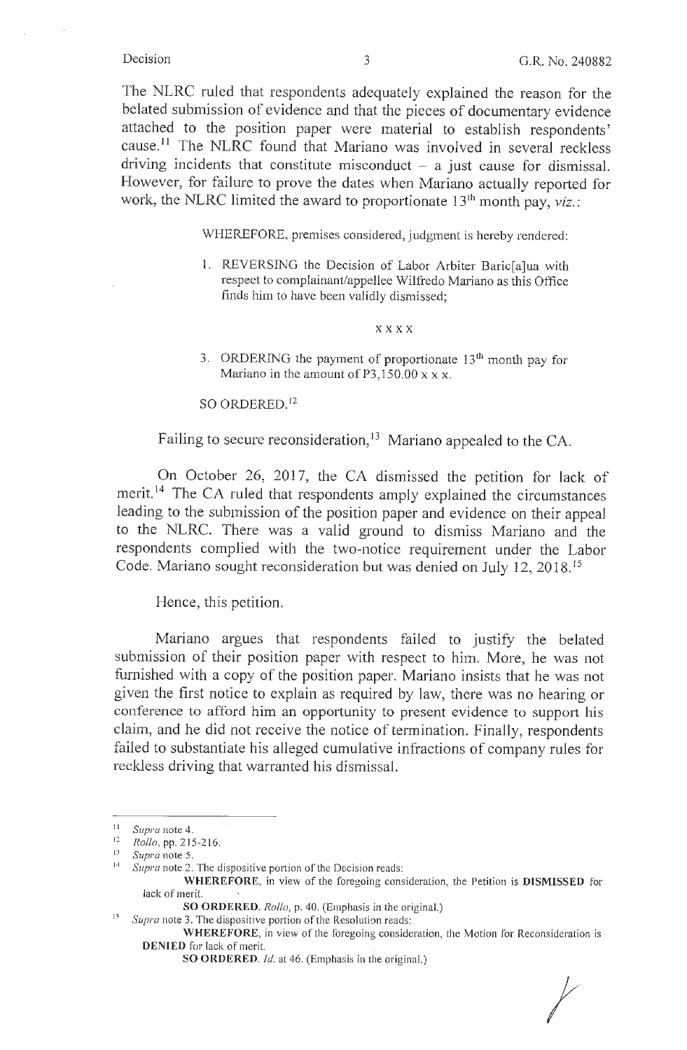The NLRC ruled that respondents adequately explained the reason for the belated submission of evidence and that the pieces of documentary evidence attached to the position paper were material to establish respondents' cause.[11] The NLRC found that Mariano was involved in several reckless driving incidents that constitute misconduct – a just cause for dismissal. However, for failure to prove the dates when Mariano actually reported for work, the NLRC limited the award to proportionate 13[th] month pay, *viz.*:

> WHEREFORE, premises considered, judgment is hereby rendered:
>
> 1. REVERSING the Decision of Labor Arbiter Baric[a]ua with respect to complainant/appellee Wilfredo Mariano as this Office finds him to have been validly dismissed;
>
> x x x x
>
> 3. ORDERING the payment of proportionate 13[th] month pay for Mariano in the amount of P3,150.00 x x x.
>
> SO ORDERED.[12]

Failing to secure reconsideration,[13] Mariano appealed to the CA.

On October 26, 2017, the CA dismissed the petition for lack of merit.[14] The CA ruled that respondents amply explained the circumstances leading to the submission of the position paper and evidence on their appeal to the NLRC. There was a valid ground to dismiss Mariano and the respondents complied with the two-notice requirement under the Labor Code. Mariano sought reconsideration but was denied on July 12, 2018.[15]

Hence, this petition.

Mariano argues that respondents failed to justify the belated submission of their position paper with respect to him. More, he was not furnished with a copy of the position paper. Mariano insists that he was not given the first notice to explain as required by law, there was no hearing or conference to afford him an opportunity to present evidence to support his claim, and he did not receive the notice of termination. Finally, respondents failed to substantiate his alleged cumulative infractions of company rules for reckless driving that warranted his dismissal.

---

[11] *Supra* note 4.

[12] *Rollo*, pp. 215-216.

[13] *Supra* note 5.

[14] *Supra* note 2. The dispositive portion of the Decision reads:

> **WHEREFORE**, in view of the foregoing consideration, the Petition is **DISMISSED** for lack of merit.
>
> **SO ORDERED.** *Rollo*, p. 40. (Emphasis in the original.)

[15] *Supra* note 3. The dispositive portion of the Resolution reads:

> **WHEREFORE**, in view of the foregoing consideration, the Motion for Reconsideration is **DENIED** for lack of merit.
>
> **SO ORDERED.** *Id.* at 46. (Emphasis in the original.)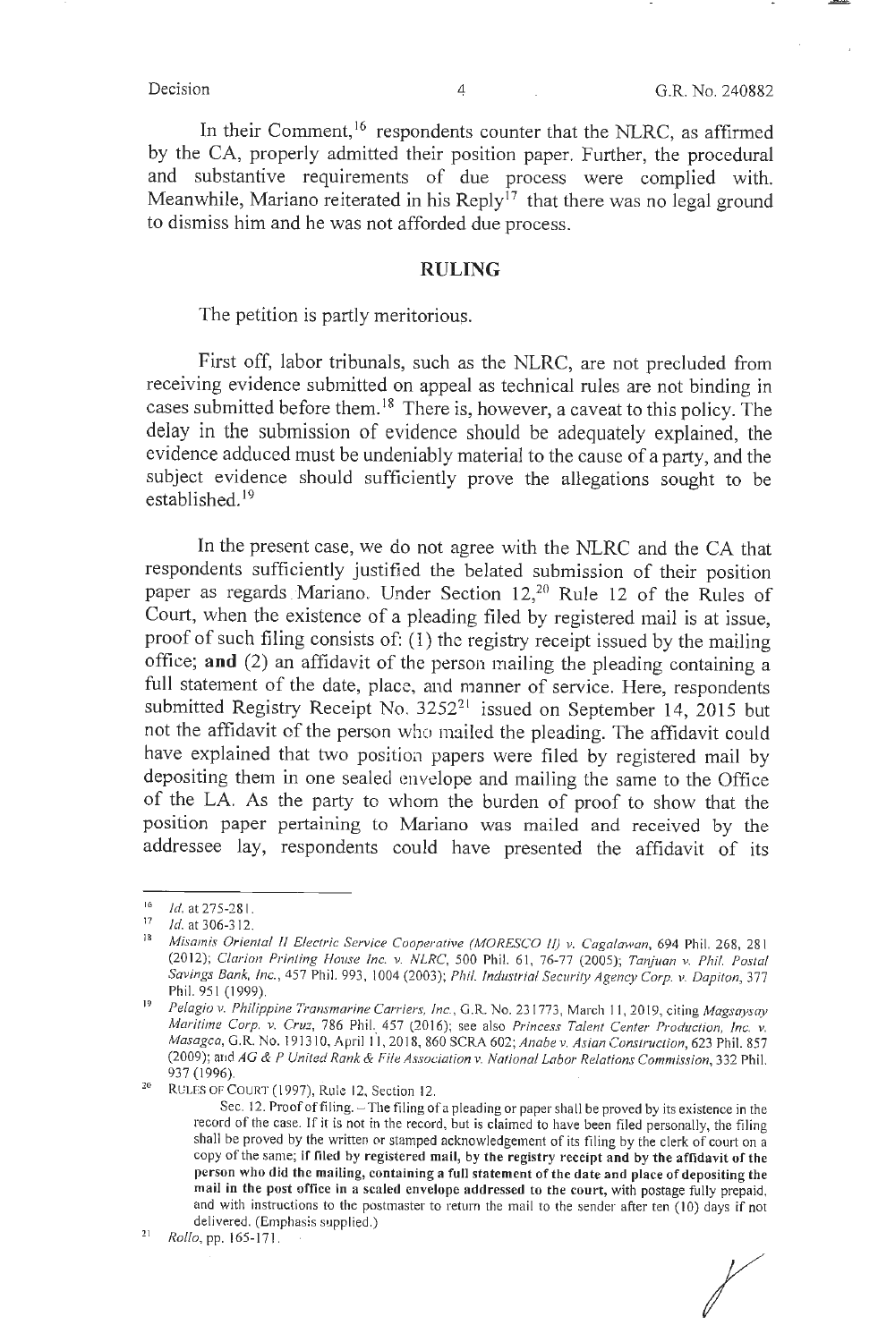In their Comment,[16] respondents counter that the NLRC, as affirmed by the CA, properly admitted their position paper. Further, the procedural and substantive requirements of due process were complied with. Meanwhile, Mariano reiterated in his Reply[17] that there was no legal ground to dismiss him and he was not afforded due process.

## RULING

The petition is partly meritorious.

First off, labor tribunals, such as the NLRC, are not precluded from receiving evidence submitted on appeal as technical rules are not binding in cases submitted before them.[18] There is, however, a caveat to this policy. The delay in the submission of evidence should be adequately explained, the evidence adduced must be undeniably material to the cause of a party, and the subject evidence should sufficiently prove the allegations sought to be established.[19]

In the present case, we do not agree with the NLRC and the CA that respondents sufficiently justified the belated submission of their position paper as regards Mariano. Under Section 12,[20] Rule 12 of the Rules of Court, when the existence of a pleading filed by registered mail is at issue, proof of such filing consists of: (1) the registry receipt issued by the mailing office; **and** (2) an affidavit of the person mailing the pleading containing a full statement of the date, place, and manner of service. Here, respondents submitted Registry Receipt No. 3252[21] issued on September 14, 2015 but not the affidavit of the person who mailed the pleading. The affidavit could have explained that two position papers were filed by registered mail by depositing them in one sealed envelope and mailing the same to the Office of the LA. As the party to whom the burden of proof to show that the position paper pertaining to Mariano was mailed and received by the addressee lay, respondents could have presented the affidavit of its

---

[16] *Id.* at 275-281.

[17] *Id.* at 306-312.

[18] *Misamis Oriental II Electric Service Cooperative (MORESCO II) v. Cagalawan*, 694 Phil. 268, 281 (2012); *Clarion Printing House Inc. v. NLRC*, 500 Phil. 61, 76-77 (2005); *Tanjuan v. Phil. Postal Savings Bank, Inc.*, 457 Phil. 993, 1004 (2003); *Phil. Industrial Security Agency Corp. v. Dapiton*, 377 Phil. 951 (1999).

[19] *Pelagio v. Philippine Transmarine Carriers, Inc.*, G.R. No. 231773, March 11, 2019, citing *Magsaysay Maritime Corp. v. Cruz*, 786 Phil. 457 (2016); see also *Princess Talent Center Production, Inc. v. Masagca*, G.R. No. 191310, April 11, 2018, 860 SCRA 602; *Anabe v. Asian Construction*, 623 Phil. 857 (2009); and *AG & P United Rank & File Association v. National Labor Relations Commission*, 332 Phil. 937 (1996).

[20] RULES OF COURT (1997), Rule 12, Section 12.

Sec. 12. Proof of filing. – The filing of a pleading or paper shall be proved by its existence in the record of the case. If it is not in the record, but is claimed to have been filed personally, the filing shall be proved by the written or stamped acknowledgement of its filing by the clerk of court on a copy of the same; **if filed by registered mail, by the registry receipt and by the affidavit of the person who did the mailing, containing a full statement of the date and place of depositing the mail in the post office in a sealed envelope addressed to the court,** with postage fully prepaid, and with instructions to the postmaster to return the mail to the sender after ten (10) days if not delivered. (Emphasis supplied.)

[21] *Rollo*, pp. 165-171.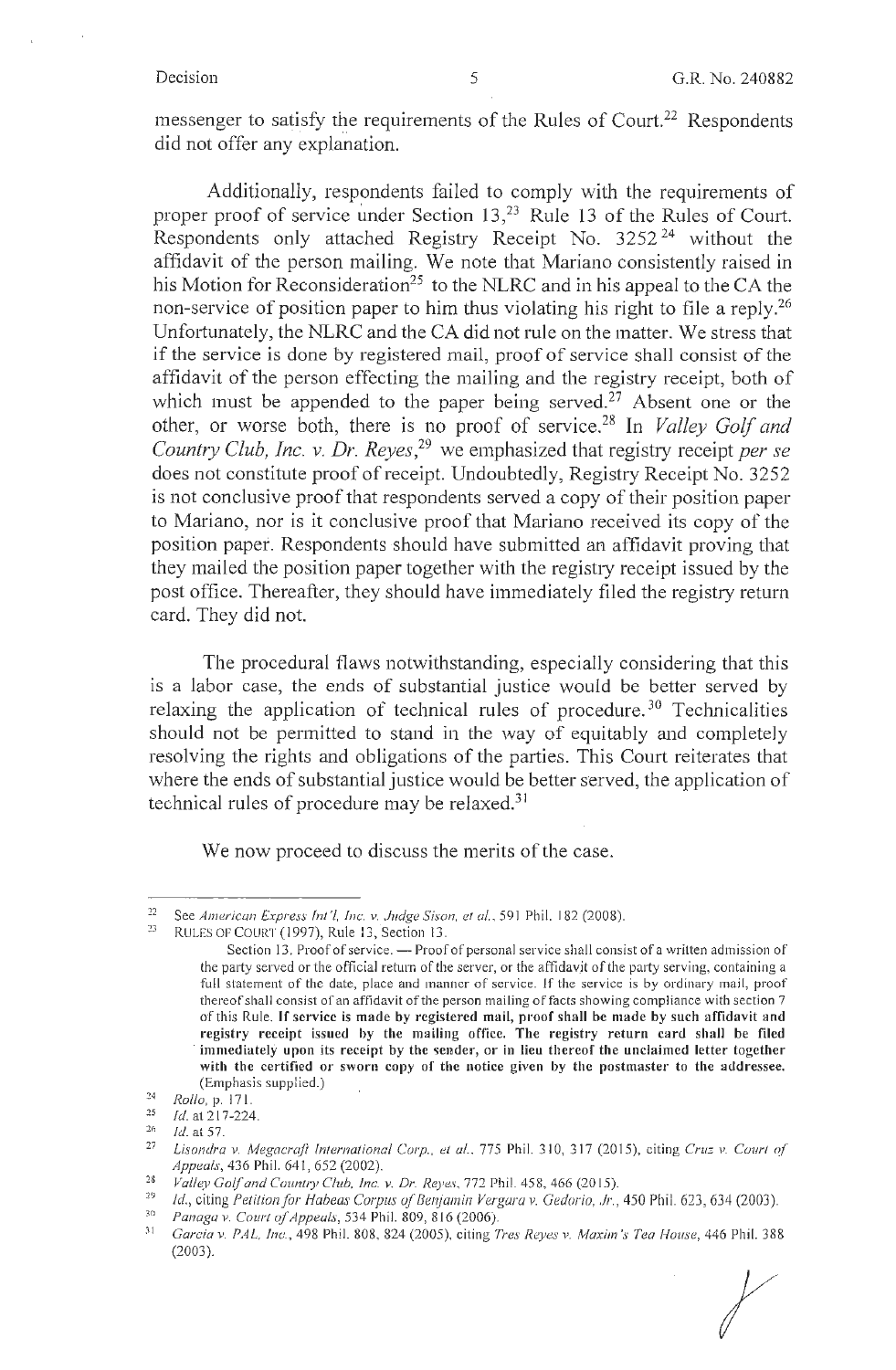messenger to satisfy the requirements of the Rules of Court.[22] Respondents did not offer any explanation.

Additionally, respondents failed to comply with the requirements of proper proof of service under Section 13,[23] Rule 13 of the Rules of Court. Respondents only attached Registry Receipt No. 3252[24] without the affidavit of the person mailing. We note that Mariano consistently raised in his Motion for Reconsideration[25] to the NLRC and in his appeal to the CA the non-service of position paper to him thus violating his right to file a reply.[26] Unfortunately, the NLRC and the CA did not rule on the matter. We stress that if the service is done by registered mail, proof of service shall consist of the affidavit of the person effecting the mailing and the registry receipt, both of which must be appended to the paper being served.[27] Absent one or the other, or worse both, there is no proof of service.[28] In *Valley Golf and Country Club, Inc. v. Dr. Reyes*,[29] we emphasized that registry receipt *per se* does not constitute proof of receipt. Undoubtedly, Registry Receipt No. 3252 is not conclusive proof that respondents served a copy of their position paper to Mariano, nor is it conclusive proof that Mariano received its copy of the position paper. Respondents should have submitted an affidavit proving that they mailed the position paper together with the registry receipt issued by the post office. Thereafter, they should have immediately filed the registry return card. They did not.

The procedural flaws notwithstanding, especially considering that this is a labor case, the ends of substantial justice would be better served by relaxing the application of technical rules of procedure.[30] Technicalities should not be permitted to stand in the way of equitably and completely resolving the rights and obligations of the parties. This Court reiterates that where the ends of substantial justice would be better served, the application of technical rules of procedure may be relaxed.[31]

We now proceed to discuss the merits of the case.

---

[22] See *American Express Int'l, Inc. v. Judge Sison, et al.*, 591 Phil. 182 (2008).

[23] RULES OF COURT (1997), Rule 13, Section 13.

Section 13. Proof of service. — Proof of personal service shall consist of a written admission of the party served or the official return of the server, or the affidavit of the party serving, containing a full statement of the date, place and manner of service. If the service is by ordinary mail, proof thereof shall consist of an affidavit of the person mailing of facts showing compliance with section 7 of this Rule. **If service is made by registered mail, proof shall be made by such affidavit and registry receipt issued by the mailing office. The registry return card shall be filed immediately upon its receipt by the sender, or in lieu thereof the unclaimed letter together with the certified or sworn copy of the notice given by the postmaster to the addressee.** (Emphasis supplied.)

[24] *Rollo*, p. 171.

[25] *Id.* at 217-224.

[26] *Id.* at 57.

[27] *Lisondra v. Megacraft International Corp., et al.*, 775 Phil. 310, 317 (2015), citing *Cruz v. Court of Appeals*, 436 Phil. 641, 652 (2002).

[28] *Valley Golf and Country Club, Inc. v. Dr. Reyes*, 772 Phil. 458, 466 (2015).

[29] *Id.*, citing *Petition for Habeas Corpus of Benjamin Vergara v. Gedorio, Jr.*, 450 Phil. 623, 634 (2003).

[30] *Panaga v. Court of Appeals*, 534 Phil. 809, 816 (2006).

[31] *Garcia v. PAL, Inc.*, 498 Phil. 808, 824 (2005), citing *Tres Reyes v. Maxim's Tea House*, 446 Phil. 388 (2003).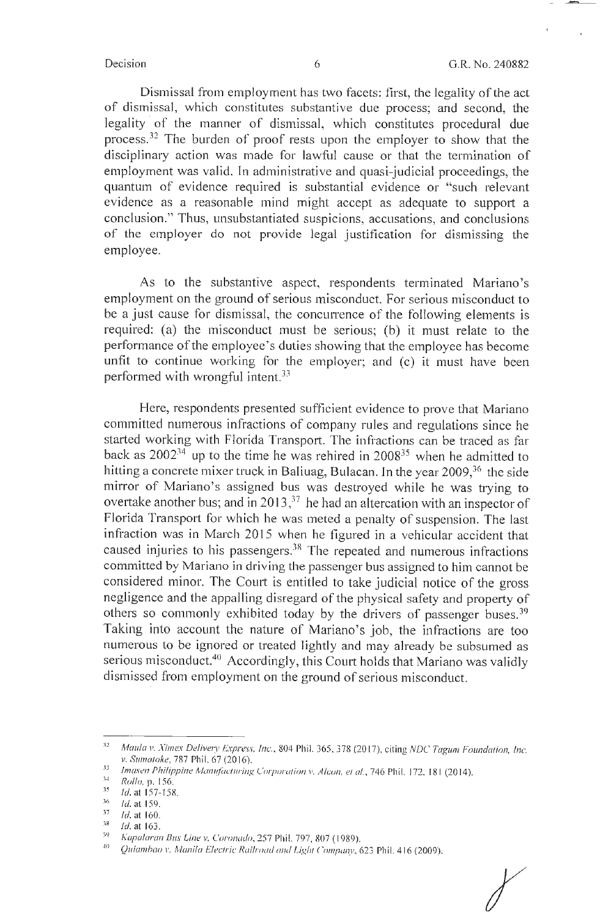Dismissal from employment has two facets: first, the legality of the act of dismissal, which constitutes substantive due process; and second, the legality of the manner of dismissal, which constitutes procedural due process.[32] The burden of proof rests upon the employer to show that the disciplinary action was made for lawful cause or that the termination of employment was valid. In administrative and quasi-judicial proceedings, the quantum of evidence required is substantial evidence or "such relevant evidence as a reasonable mind might accept as adequate to support a conclusion." Thus, unsubstantiated suspicions, accusations, and conclusions of the employer do not provide legal justification for dismissing the employee.

As to the substantive aspect, respondents terminated Mariano's employment on the ground of serious misconduct. For serious misconduct to be a just cause for dismissal, the concurrence of the following elements is required: (a) the misconduct must be serious; (b) it must relate to the performance of the employee's duties showing that the employee has become unfit to continue working for the employer; and (c) it must have been performed with wrongful intent.[33]

Here, respondents presented sufficient evidence to prove that Mariano committed numerous infractions of company rules and regulations since he started working with Florida Transport. The infractions can be traced as far back as 2002[34] up to the time he was rehired in 2008[35] when he admitted to hitting a concrete mixer truck in Baliuag, Bulacan. In the year 2009,[36] the side mirror of Mariano's assigned bus was destroyed while he was trying to overtake another bus; and in 2013,[37] he had an altercation with an inspector of Florida Transport for which he was meted a penalty of suspension. The last infraction was in March 2015 when he figured in a vehicular accident that caused injuries to his passengers.[38] The repeated and numerous infractions committed by Mariano in driving the passenger bus assigned to him cannot be considered minor. The Court is entitled to take judicial notice of the gross negligence and the appalling disregard of the physical safety and property of others so commonly exhibited today by the drivers of passenger buses.[39] Taking into account the nature of Mariano's job, the infractions are too numerous to be ignored or treated lightly and may already be subsumed as serious misconduct.[40] Accordingly, this Court holds that Mariano was validly dismissed from employment on the ground of serious misconduct.

---

[32] *Maula v. Ximex Delivery Express, Inc.*, 804 Phil. 365, 378 (2017), citing *NDC Tagum Foundation, Inc. v. Sumatoke*, 787 Phil. 67 (2016).

[33] *Imasen Philippine Manufacturing Corporation v. Alcon, et al.*, 746 Phil. 172, 181 (2014).

[34] *Rollo*, p. 156.

[35] *Id.* at 157-158.

[36] *Id.* at 159.

[37] *Id.* at 160.

[38] *Id.* at 163.

[39] *Kapalaran Bus Line v. Coronado*, 257 Phil. 797, 807 (1989).

[40] *Quiambao v. Manila Electric Railroad and Light Company*, 623 Phil. 416 (2009).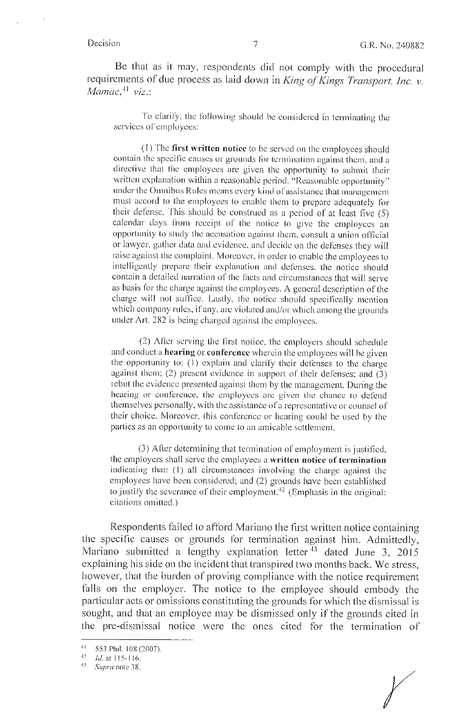Be that as it may, respondents did not comply with the procedural requirements of due process as laid down in *King of Kings Transport, Inc. v. Mamac*,[41] *viz.*:

> To clarify, the following should be considered in terminating the services of employees:
>
> (1) The **first written notice** to be served on the employees should contain the specific causes or grounds for termination against them, and a directive that the employees are given the opportunity to submit their written explanation within a reasonable period. "Reasonable opportunity" under the Omnibus Rules means every kind of assistance that management must accord to the employees to enable them to prepare adequately for their defense. This should be construed as a period of at least five (5) calendar days from receipt of the notice to give the employees an opportunity to study the accusation against them, consult a union official or lawyer, gather data and evidence, and decide on the defenses they will raise against the complaint. Moreover, in order to enable the employees to intelligently prepare their explanation and defenses, the notice should contain a detailed narration of the facts and circumstances that will serve as basis for the charge against the employees. A general description of the charge will not suffice. Lastly, the notice should specifically mention which company rules, if any, are violated and/or which among the grounds under Art. 282 is being charged against the employees.
>
> (2) After serving the first notice, the employers should schedule and conduct a **hearing** or **conference** wherein the employees will be given the opportunity to: (1) explain and clarify their defenses to the charge against them; (2) present evidence in support of their defenses; and (3) rebut the evidence presented against them by the management. During the hearing or conference, the employees are given the chance to defend themselves personally, with the assistance of a representative or counsel of their choice. Moreover, this conference or hearing could be used by the parties as an opportunity to come to an amicable settlement.
>
> (3) After determining that termination of employment is justified, the employers shall serve the employees a **written notice of termination** indicating that: (1) all circumstances involving the charge against the employees have been considered; and (2) grounds have been established to justify the severance of their employment.[42] (Emphasis in the original; citations omitted.)

Respondents failed to afford Mariano the first written notice containing the specific causes or grounds for termination against him. Admittedly, Mariano submitted a lengthy explanation letter[43] dated June 3, 2015 explaining his side on the incident that transpired two months back. We stress, however, that the burden of proving compliance with the notice requirement falls on the employer. The notice to the employee should embody the particular acts or omissions constituting the grounds for which the dismissal is sought, and that an employee may be dismissed only if the grounds cited in the pre-dismissal notice were the ones cited for the termination of

---

[41] 553 Phil. 108 (2007).

[42] *Id.* at 115-116.

[43] *Supra* note 38.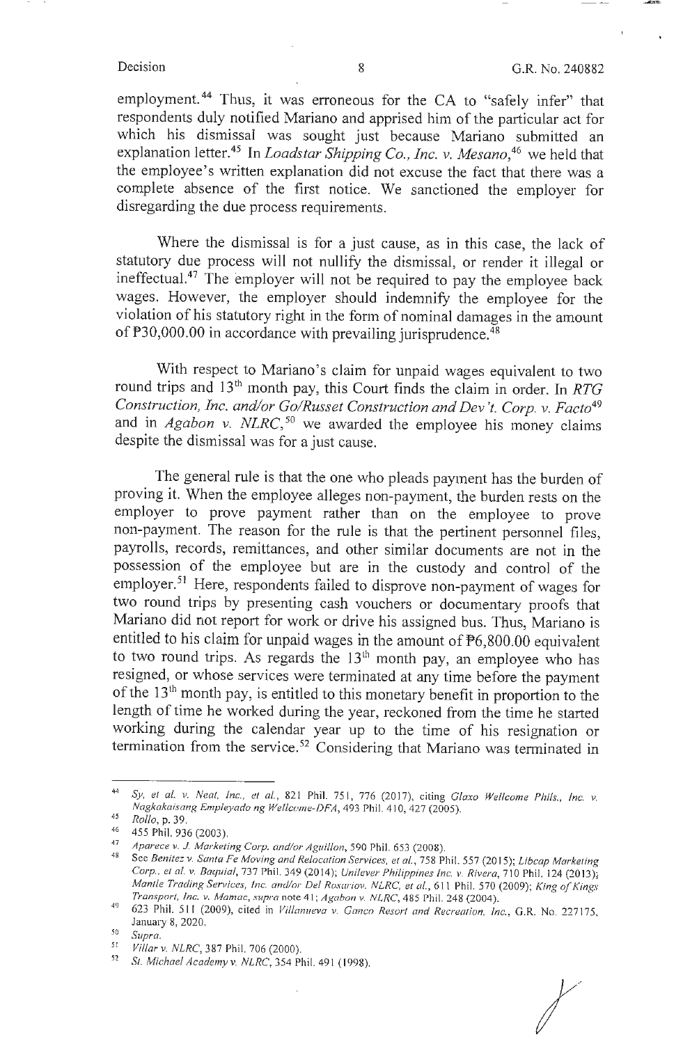employment.[44] Thus, it was erroneous for the CA to "safely infer" that respondents duly notified Mariano and apprised him of the particular act for which his dismissal was sought just because Mariano submitted an explanation letter.[45] In *Loadstar Shipping Co., Inc. v. Mesano*,[46] we held that the employee's written explanation did not excuse the fact that there was a complete absence of the first notice. We sanctioned the employer for disregarding the due process requirements.

Where the dismissal is for a just cause, as in this case, the lack of statutory due process will not nullify the dismissal, or render it illegal or ineffectual.[47] The employer will not be required to pay the employee back wages. However, the employer should indemnify the employee for the violation of his statutory right in the form of nominal damages in the amount of ₱30,000.00 in accordance with prevailing jurisprudence.[48]

With respect to Mariano's claim for unpaid wages equivalent to two round trips and 13th month pay, this Court finds the claim in order. In *RTG Construction, Inc. and/or Go/Russet Construction and Dev't. Corp. v. Facto*[49] and in *Agabon v. NLRC*,[50] we awarded the employee his money claims despite the dismissal was for a just cause.

The general rule is that the one who pleads payment has the burden of proving it. When the employee alleges non-payment, the burden rests on the employer to prove payment rather than on the employee to prove non-payment. The reason for the rule is that the pertinent personnel files, payrolls, records, remittances, and other similar documents are not in the possession of the employee but are in the custody and control of the employer.[51] Here, respondents failed to disprove non-payment of wages for two round trips by presenting cash vouchers or documentary proofs that Mariano did not report for work or drive his assigned bus. Thus, Mariano is entitled to his claim for unpaid wages in the amount of ₱6,800.00 equivalent to two round trips. As regards the 13th month pay, an employee who has resigned, or whose services were terminated at any time before the payment of the 13th month pay, is entitled to this monetary benefit in proportion to the length of time he worked during the year, reckoned from the time he started working during the calendar year up to the time of his resignation or termination from the service.[52] Considering that Mariano was terminated in

---

[44] *Sy, et al. v. Neat, Inc., et al.*, 821 Phil. 751, 776 (2017), citing *Glaxo Wellcome Phils., Inc. v. Nagkakaisang Empleyado ng Wellcome-DFA*, 493 Phil. 410, 427 (2005).

[45] *Rollo*, p. 39.

[46] 455 Phil. 936 (2003).

[47] *Aparece v. J. Marketing Corp. and/or Aguillon*, 590 Phil. 653 (2008).

[48] See *Benitez v. Santa Fe Moving and Relocation Services, et al.*, 758 Phil. 557 (2015); *Libcap Marketing Corp., et al. v. Baquial*, 737 Phil. 349 (2014); *Unilever Philippines Inc. v. Rivera*, 710 Phil. 124 (2013); *Mantle Trading Services, Inc. and/or Del Rosario v. NLRC, et al.*, 611 Phil. 570 (2009); *King of Kings Transport, Inc. v. Mamac, supra* note 41; *Agabon v. NLRC*, 485 Phil. 248 (2004).

[49] 623 Phil. 511 (2009), cited in *Villanueva v. Ganco Resort and Recreation, Inc.*, G.R. No. 227175, January 8, 2020.

[50] *Supra.*

[51] *Villar v. NLRC*, 387 Phil. 706 (2000).

[52] *St. Michael Academy v. NLRC*, 354 Phil. 491 (1998).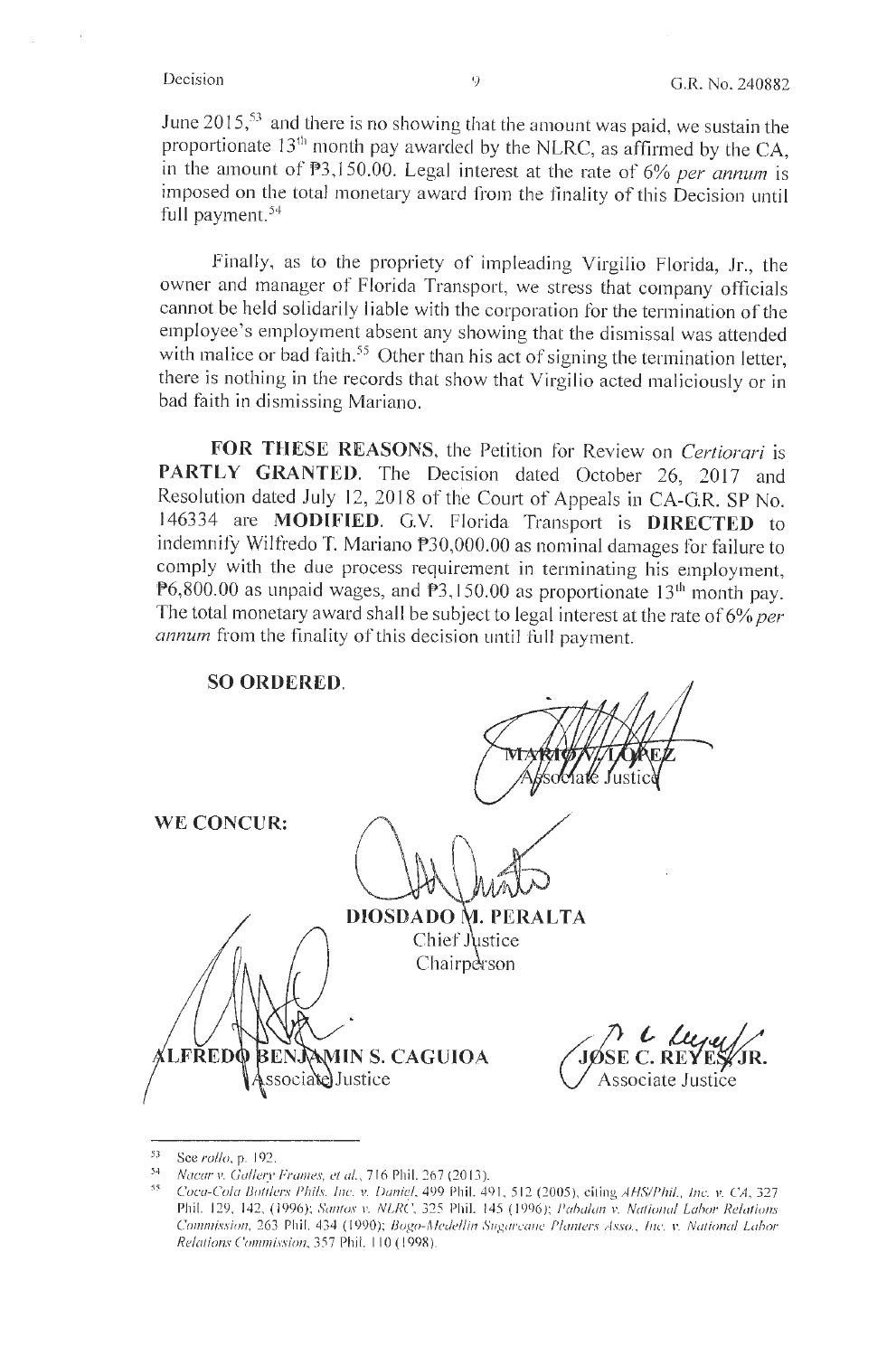June 2015,[53] and there is no showing that the amount was paid, we sustain the proportionate 13th month pay awarded by the NLRC, as affirmed by the CA, in the amount of ₱3,150.00. Legal interest at the rate of 6% *per annum* is imposed on the total monetary award from the finality of this Decision until full payment.[54]

Finally, as to the propriety of impleading Virgilio Florida, Jr., the owner and manager of Florida Transport, we stress that company officials cannot be held solidarily liable with the corporation for the termination of the employee's employment absent any showing that the dismissal was attended with malice or bad faith.[55] Other than his act of signing the termination letter, there is nothing in the records that show that Virgilio acted maliciously or in bad faith in dismissing Mariano.

**FOR THESE REASONS**, the Petition for Review on *Certiorari* is **PARTLY GRANTED**. The Decision dated October 26, 2017 and Resolution dated July 12, 2018 of the Court of Appeals in CA-G.R. SP No. 146334 are **MODIFIED**. G.V. Florida Transport is **DIRECTED** to indemnify Wilfredo T. Mariano ₱30,000.00 as nominal damages for failure to comply with the due process requirement in terminating his employment, ₱6,800.00 as unpaid wages, and ₱3,150.00 as proportionate 13th month pay. The total monetary award shall be subject to legal interest at the rate of 6% *per annum* from the finality of this decision until full payment.

**SO ORDERED.**

MARIO V. LOPEZ
Associate Justice

**WE CONCUR:**

**DIOSDADO M. PERALTA**
Chief Justice
Chairperson

**ALFREDO BENJAMIN S. CAGUIOA**
Associate Justice

**JOSE C. REYES, JR.**
Associate Justice

---

[53] See *rollo*, p. 192.

[54] *Nacar v. Gallery Frames, et al.*, 716 Phil. 267 (2013).

[55] *Coca-Cola Bottlers Phils. Inc. v. Daniel*, 499 Phil. 491, 512 (2005), citing *AHS/Phil., Inc. v. CA*, 327 Phil. 129, 142, (1996); *Santos v. NLRC*, 325 Phil. 145 (1996); *Pabalan v. National Labor Relations Commission*, 263 Phil. 434 (1990); *Bogo-Medellin Sugarcane Planters Asso., Inc. v. National Labor Relations Commission*, 357 Phil. 110 (1998).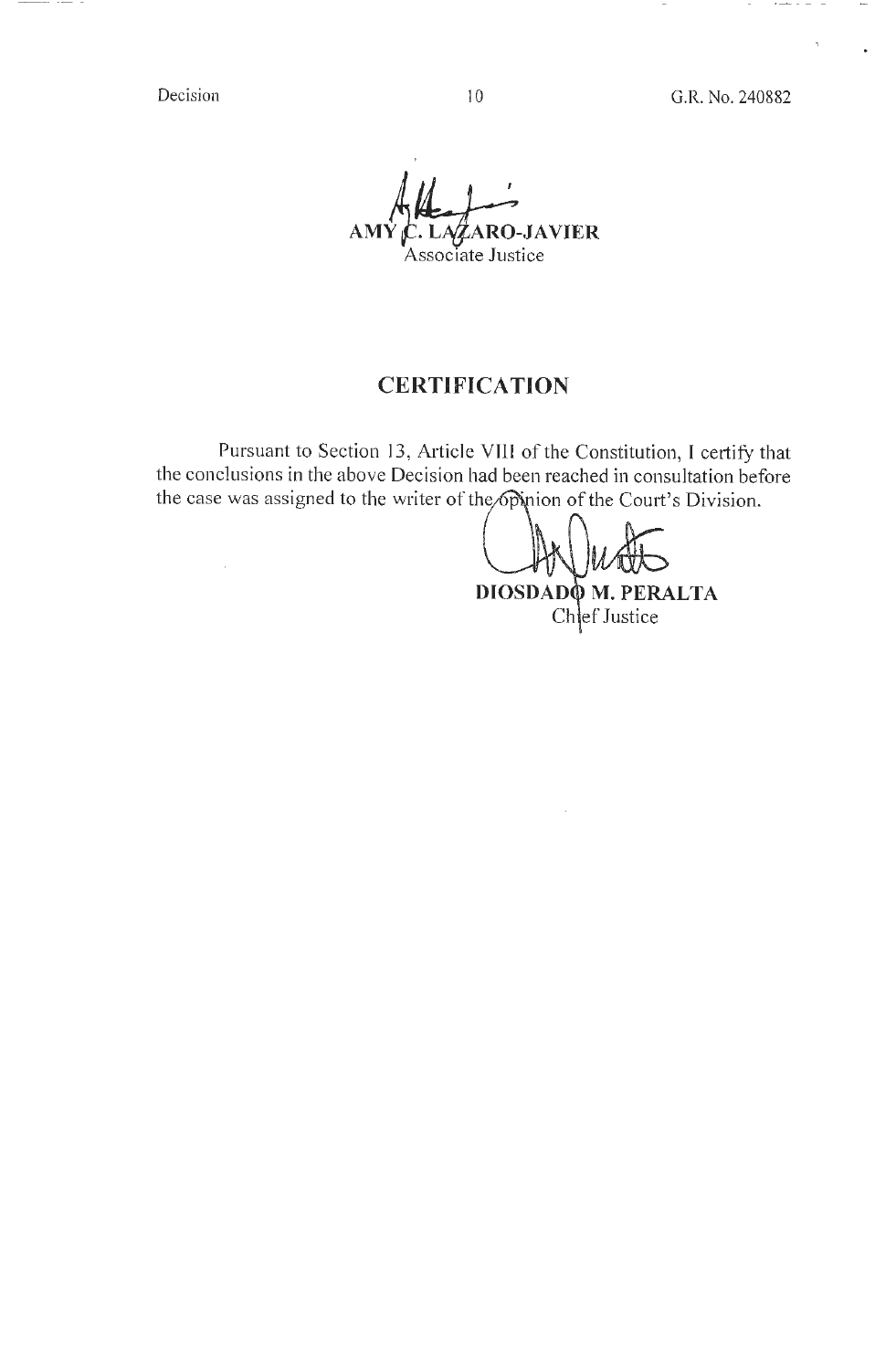**AMY C. LAZARO-JAVIER**
Associate Justice

## CERTIFICATION

Pursuant to Section 13, Article VIII of the Constitution, I certify that the conclusions in the above Decision had been reached in consultation before the case was assigned to the writer of the opinion of the Court's Division.

**DIOSDADO M. PERALTA**
Chief Justice